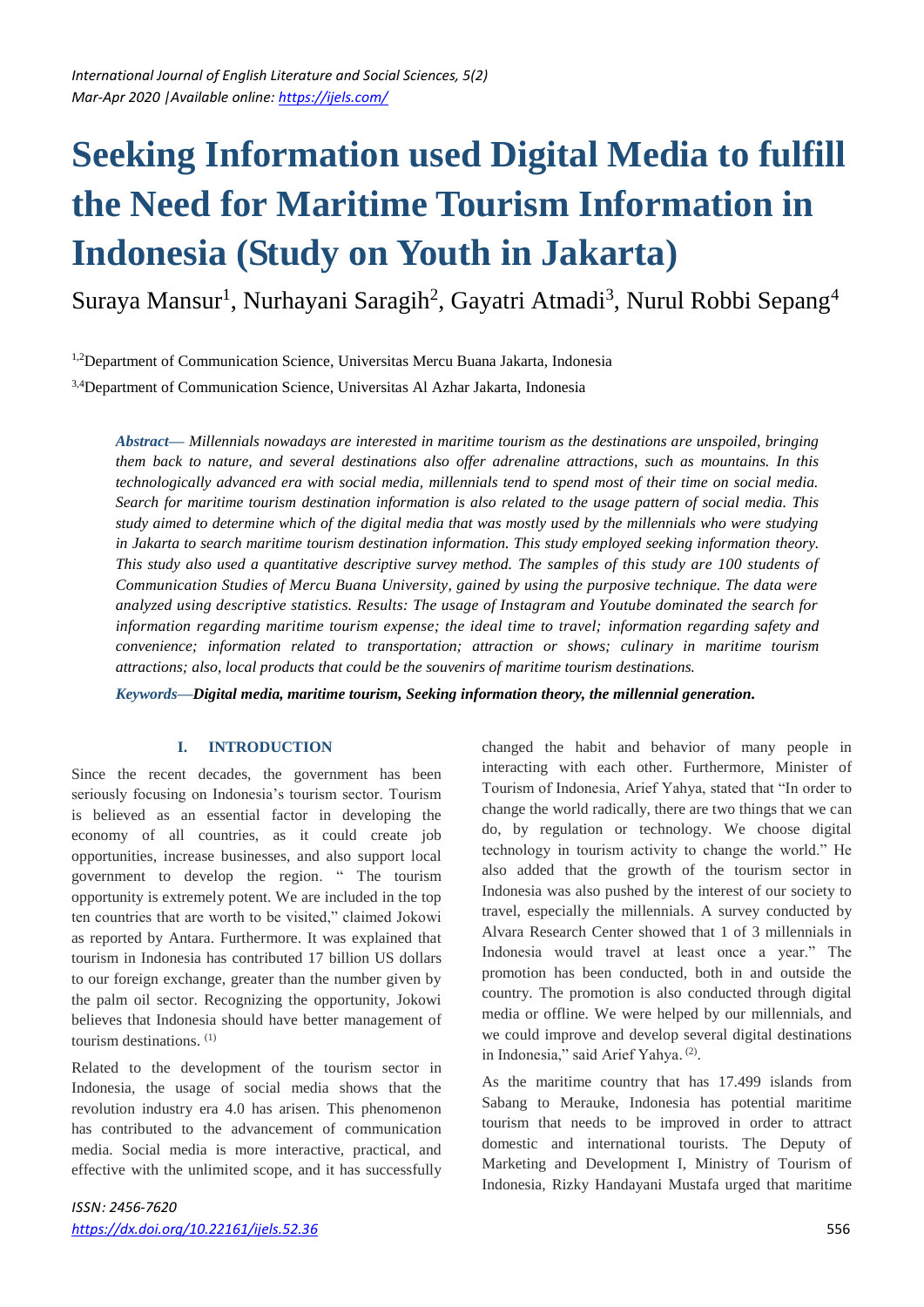# Seeking Information used Digital Media to fulfill the Need for Maritime Tourism Information in Indonesia (Study on Youth in Jakarta)

Suraya Mansur[1], Nurhayani Saragih[2], Gayatri Atmadi[3], Nurul Robbi Sepang[4]

[1,2]Department of Communication Science, Universitas Mercu Buana Jakarta, Indonesia

[3,4]Department of Communication Science, Universitas Al Azhar Jakarta, Indonesia

***Abstract—*** *Millennials nowadays are interested in maritime tourism as the destinations are unspoiled, bringing them back to nature, and several destinations also offer adrenaline attractions, such as mountains. In this technologically advanced era with social media, millennials tend to spend most of their time on social media. Search for maritime tourism destination information is also related to the usage pattern of social media. This study aimed to determine which of the digital media that was mostly used by the millennials who were studying in Jakarta to search maritime tourism destination information. This study employed seeking information theory. This study also used a quantitative descriptive survey method. The samples of this study are 100 students of Communication Studies of Mercu Buana University, gained by using the purposive technique. The data were analyzed using descriptive statistics. Results: The usage of Instagram and Youtube dominated the search for information regarding maritime tourism expense; the ideal time to travel; information regarding safety and convenience; information related to transportation; attraction or shows; culinary in maritime tourism attractions; also, local products that could be the souvenirs of maritime tourism destinations.*

***Keywords—Digital media, maritime tourism, Seeking information theory, the millennial generation.***

## I. INTRODUCTION

Since the recent decades, the government has been seriously focusing on Indonesia's tourism sector. Tourism is believed as an essential factor in developing the economy of all countries, as it could create job opportunities, increase businesses, and also support local government to develop the region. " The tourism opportunity is extremely potent. We are included in the top ten countries that are worth to be visited," claimed Jokowi as reported by Antara. Furthermore. It was explained that tourism in Indonesia has contributed 17 billion US dollars to our foreign exchange, greater than the number given by the palm oil sector. Recognizing the opportunity, Jokowi believes that Indonesia should have better management of tourism destinations. (1)

Related to the development of the tourism sector in Indonesia, the usage of social media shows that the revolution industry era 4.0 has arisen. This phenomenon has contributed to the advancement of communication media. Social media is more interactive, practical, and effective with the unlimited scope, and it has successfully changed the habit and behavior of many people in interacting with each other. Furthermore, Minister of Tourism of Indonesia, Arief Yahya, stated that "In order to change the world radically, there are two things that we can do, by regulation or technology. We choose digital technology in tourism activity to change the world." He also added that the growth of the tourism sector in Indonesia was also pushed by the interest of our society to travel, especially the millennials. A survey conducted by Alvara Research Center showed that 1 of 3 millennials in Indonesia would travel at least once a year." The promotion has been conducted, both in and outside the country. The promotion is also conducted through digital media or offline. We were helped by our millennials, and we could improve and develop several digital destinations in Indonesia," said Arief Yahya. (2).

As the maritime country that has 17.499 islands from Sabang to Merauke, Indonesia has potential maritime tourism that needs to be improved in order to attract domestic and international tourists. The Deputy of Marketing and Development I, Ministry of Tourism of Indonesia, Rizky Handayani Mustafa urged that maritime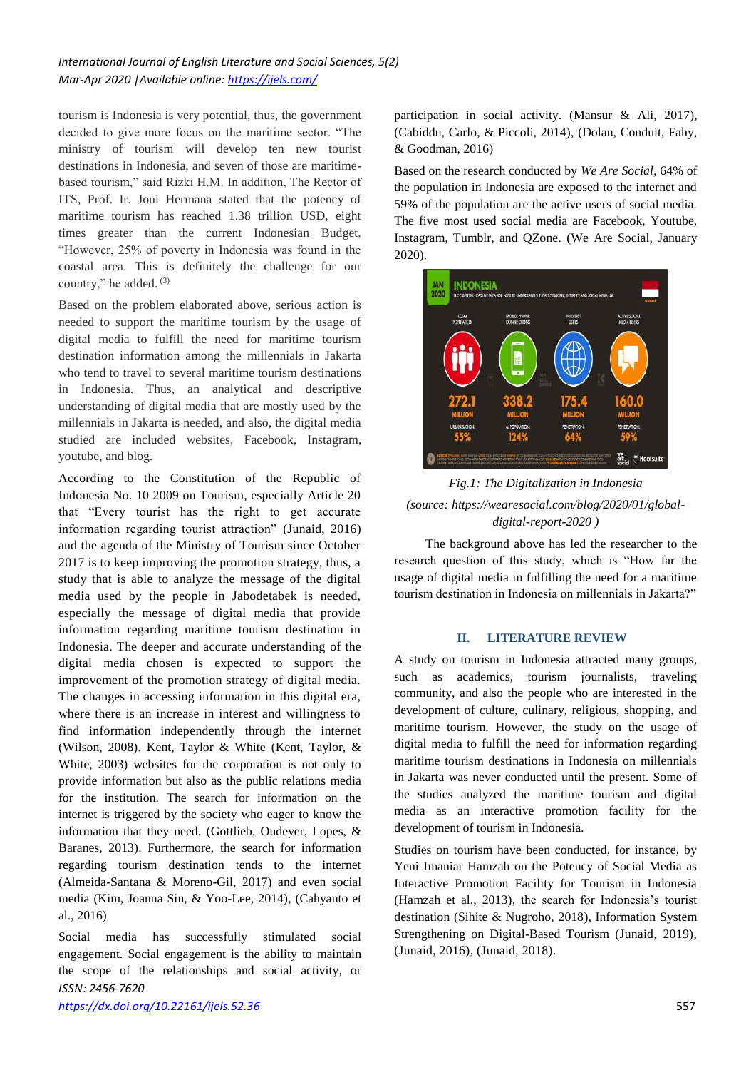tourism is Indonesia is very potential, thus, the government decided to give more focus on the maritime sector. "The ministry of tourism will develop ten new tourist destinations in Indonesia, and seven of those are maritime-based tourism," said Rizki H.M. In addition, The Rector of ITS, Prof. Ir. Joni Hermana stated that the potency of maritime tourism has reached 1.38 trillion USD, eight times greater than the current Indonesian Budget. "However, 25% of poverty in Indonesia was found in the coastal area. This is definitely the challenge for our country," he added. [3]

Based on the problem elaborated above, serious action is needed to support the maritime tourism by the usage of digital media to fulfill the need for maritime tourism destination information among the millennials in Jakarta who tend to travel to several maritime tourism destinations in Indonesia. Thus, an analytical and descriptive understanding of digital media that are mostly used by the millennials in Jakarta is needed, and also, the digital media studied are included websites, Facebook, Instagram, youtube, and blog.

According to the Constitution of the Republic of Indonesia No. 10 2009 on Tourism, especially Article 20 that "Every tourist has the right to get accurate information regarding tourist attraction" (Junaid, 2016) and the agenda of the Ministry of Tourism since October 2017 is to keep improving the promotion strategy, thus, a study that is able to analyze the message of the digital media used by the people in Jabodetabek is needed, especially the message of digital media that provide information regarding maritime tourism destination in Indonesia. The deeper and accurate understanding of the digital media chosen is expected to support the improvement of the promotion strategy of digital media. The changes in accessing information in this digital era, where there is an increase in interest and willingness to find information independently through the internet (Wilson, 2008). Kent, Taylor & White (Kent, Taylor, & White, 2003) websites for the corporation is not only to provide information but also as the public relations media for the institution. The search for information on the internet is triggered by the society who eager to know the information that they need. (Gottlieb, Oudeyer, Lopes, & Baranes, 2013). Furthermore, the search for information regarding tourism destination tends to the internet (Almeida-Santana & Moreno-Gil, 2017) and even social media (Kim, Joanna Sin, & Yoo-Lee, 2014), (Cahyanto et al., 2016)

Social media has successfully stimulated social engagement. Social engagement is the ability to maintain the scope of the relationships and social activity, or participation in social activity. (Mansur & Ali, 2017), (Cabiddu, Carlo, & Piccoli, 2014), (Dolan, Conduit, Fahy, & Goodman, 2016)

Based on the research conducted by *We Are Social*, 64% of the population in Indonesia are exposed to the internet and 59% of the population are the active users of social media. The five most used social media are Facebook, Youtube, Instagram, Tumblr, and QZone. (We Are Social, January 2020).

*Fig.1: The Digitalization in Indonesia*

*(source: https://wearesocial.com/blog/2020/01/global-digital-report-2020 )*

The background above has led the researcher to the research question of this study, which is "How far the usage of digital media in fulfilling the need for a maritime tourism destination in Indonesia on millennials in Jakarta?"

## II. LITERATURE REVIEW

A study on tourism in Indonesia attracted many groups, such as academics, tourism journalists, traveling community, and also the people who are interested in the development of culture, culinary, religious, shopping, and maritime tourism. However, the study on the usage of digital media to fulfill the need for information regarding maritime tourism destinations in Indonesia on millenials in Jakarta was never conducted until the present. Some of the studies analyzed the maritime tourism and digital media as an interactive promotion facility for the development of tourism in Indonesia.

Studies on tourism have been conducted, for instance, by Yeni Imaniar Hamzah on the Potency of Social Media as Interactive Promotion Facility for Tourism in Indonesia (Hamzah et al., 2013), the search for Indonesia's tourist destination (Sihite & Nugroho, 2018), Information System Strengthening on Digital-Based Tourism (Junaid, 2019), (Junaid, 2016), (Junaid, 2018).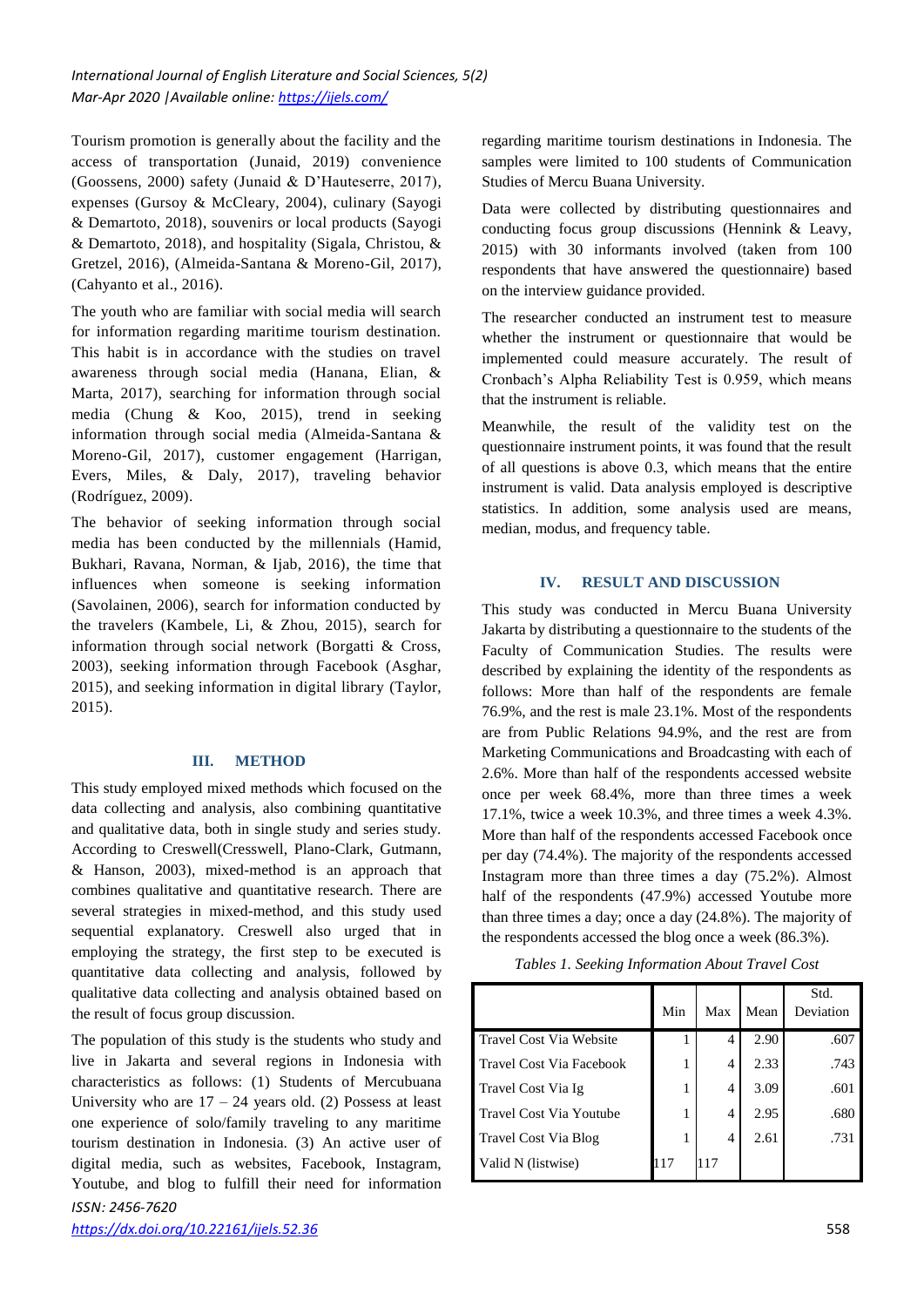Tourism promotion is generally about the facility and the access of transportation (Junaid, 2019) convenience (Goossens, 2000) safety (Junaid & D'Hauteserre, 2017), expenses (Gursoy & McCleary, 2004), culinary (Sayogi & Demartoto, 2018), souvenirs or local products (Sayogi & Demartoto, 2018), and hospitality (Sigala, Christou, & Gretzel, 2016), (Almeida-Santana & Moreno-Gil, 2017), (Cahyanto et al., 2016).

The youth who are familiar with social media will search for information regarding maritime tourism destination. This habit is in accordance with the studies on travel awareness through social media (Hanana, Elian, & Marta, 2017), searching for information through social media (Chung & Koo, 2015), trend in seeking information through social media (Almeida-Santana & Moreno-Gil, 2017), customer engagement (Harrigan, Evers, Miles, & Daly, 2017), traveling behavior (Rodríguez, 2009).

The behavior of seeking information through social media has been conducted by the millennials (Hamid, Bukhari, Ravana, Norman, & Ijab, 2016), the time that influences when someone is seeking information (Savolainen, 2006), search for information conducted by the travelers (Kambele, Li, & Zhou, 2015), search for information through social network (Borgatti & Cross, 2003), seeking information through Facebook (Asghar, 2015), and seeking information in digital library (Taylor, 2015).

## III. METHOD

This study employed mixed methods which focused on the data collecting and analysis, also combining quantitative and qualitative data, both in single study and series study. According to Creswell(Cresswell, Plano-Clark, Gutmann, & Hanson, 2003), mixed-method is an approach that combines qualitative and quantitative research. There are several strategies in mixed-method, and this study used sequential explanatory. Creswell also urged that in employing the strategy, the first step to be executed is quantitative data collecting and analysis, followed by qualitative data collecting and analysis obtained based on the result of focus group discussion.

The population of this study is the students who study and live in Jakarta and several regions in Indonesia with characteristics as follows: (1) Students of Mercubuana University who are 17 – 24 years old. (2) Possess at least one experience of solo/family traveling to any maritime tourism destination in Indonesia. (3) An active user of digital media, such as websites, Facebook, Instagram, Youtube, and blog to fulfill their need for information regarding maritime tourism destinations in Indonesia. The samples were limited to 100 students of Communication Studies of Mercu Buana University.

Data were collected by distributing questionnaires and conducting focus group discussions (Hennink & Leavy, 2015) with 30 informants involved (taken from 100 respondents that have answered the questionnaire) based on the interview guidance provided.

The researcher conducted an instrument test to measure whether the instrument or questionnaire that would be implemented could measure accurately. The result of Cronbach's Alpha Reliability Test is 0.959, which means that the instrument is reliable.

Meanwhile, the result of the validity test on the questionnaire instrument points, it was found that the result of all questions is above 0.3, which means that the entire instrument is valid. Data analysis employed is descriptive statistics. In addition, some analysis used are means, median, modus, and frequency table.

## IV. RESULT AND DISCUSSION

This study was conducted in Mercu Buana University Jakarta by distributing a questionnaire to the students of the Faculty of Communication Studies. The results were described by explaining the identity of the respondents as follows: More than half of the respondents are female 76.9%, and the rest is male 23.1%. Most of the respondents are from Public Relations 94.9%, and the rest are from Marketing Communications and Broadcasting with each of 2.6%. More than half of the respondents accessed website once per week 68.4%, more than three times a week 17.1%, twice a week 10.3%, and three times a week 4.3%. More than half of the respondents accessed Facebook once per day (74.4%). The majority of the respondents accessed Instagram more than three times a day (75.2%). Almost half of the respondents (47.9%) accessed Youtube more than three times a day; once a day (24.8%). The majority of the respondents accessed the blog once a week (86.3%).

*Tables 1. Seeking Information About Travel Cost*

| | Min | Max | Mean | Std. Deviation |
|---|---|---|---|---|
| Travel Cost Via Website | 1 | 4 | 2.90 | .607 |
| Travel Cost Via Facebook | 1 | 4 | 2.33 | .743 |
| Travel Cost Via Ig | 1 | 4 | 3.09 | .601 |
| Travel Cost Via Youtube | 1 | 4 | 2.95 | .680 |
| Travel Cost Via Blog | 1 | 4 | 2.61 | .731 |
| Valid N (listwise) | 117 | 117 | | |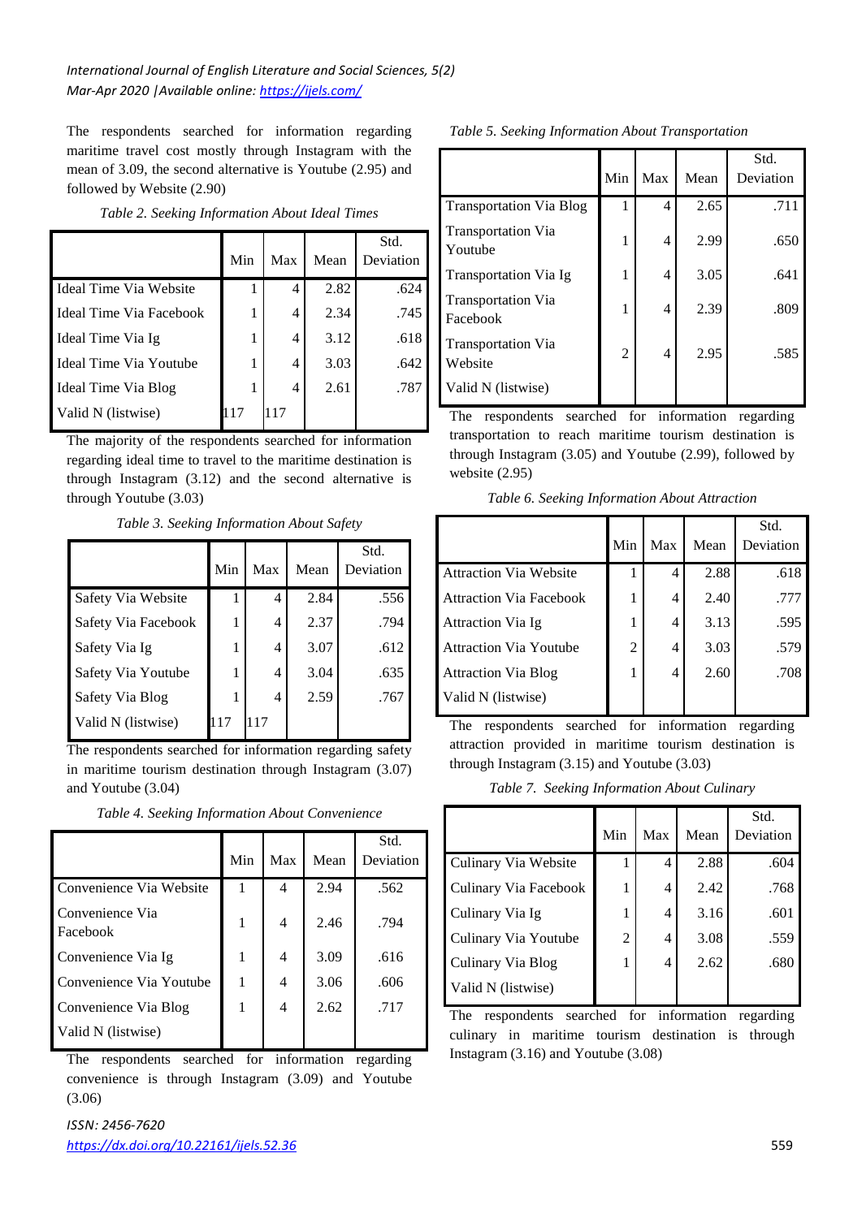The respondents searched for information regarding maritime travel cost mostly through Instagram with the mean of 3.09, the second alternative is Youtube (2.95) and followed by Website (2.90)

*Table 2. Seeking Information About Ideal Times*

| | Min | Max | Mean | Std. Deviation |
|---|---|---|---|---|
| Ideal Time Via Website | 1 | 4 | 2.82 | .624 |
| Ideal Time Via Facebook | 1 | 4 | 2.34 | .745 |
| Ideal Time Via Ig | 1 | 4 | 3.12 | .618 |
| Ideal Time Via Youtube | 1 | 4 | 3.03 | .642 |
| Ideal Time Via Blog | 1 | 4 | 2.61 | .787 |
| Valid N (listwise) | 117 | 117 | | |

The majority of the respondents searched for information regarding ideal time to travel to the maritime destination is through Instagram (3.12) and the second alternative is through Youtube (3.03)

*Table 3. Seeking Information About Safety*

| | Min | Max | Mean | Std. Deviation |
|---|---|---|---|---|
| Safety Via Website | 1 | 4 | 2.84 | .556 |
| Safety Via Facebook | 1 | 4 | 2.37 | .794 |
| Safety Via Ig | 1 | 4 | 3.07 | .612 |
| Safety Via Youtube | 1 | 4 | 3.04 | .635 |
| Safety Via Blog | 1 | 4 | 2.59 | .767 |
| Valid N (listwise) | 117 | 117 | | |

The respondents searched for information regarding safety in maritime tourism destination through Instagram (3.07) and Youtube (3.04)

*Table 4. Seeking Information About Convenience*

| | Min | Max | Mean | Std. Deviation |
|---|---|---|---|---|
| Convenience Via Website | 1 | 4 | 2.94 | .562 |
| Convenience Via Facebook | 1 | 4 | 2.46 | .794 |
| Convenience Via Ig | 1 | 4 | 3.09 | .616 |
| Convenience Via Youtube | 1 | 4 | 3.06 | .606 |
| Convenience Via Blog | 1 | 4 | 2.62 | .717 |
| Valid N (listwise) | | | | |

The respondents searched for information regarding convenience is through Instagram (3.09) and Youtube (3.06)

*Table 5. Seeking Information About Transportation*

| | Min | Max | Mean | Std. Deviation |
|---|---|---|---|---|
| Transportation Via Blog | 1 | 4 | 2.65 | .711 |
| Transportation Via Youtube | 1 | 4 | 2.99 | .650 |
| Transportation Via Ig | 1 | 4 | 3.05 | .641 |
| Transportation Via Facebook | 1 | 4 | 2.39 | .809 |
| Transportation Via Website | 2 | 4 | 2.95 | .585 |
| Valid N (listwise) | | | | |

The respondents searched for information regarding transportation to reach maritime tourism destination is through Instagram (3.05) and Youtube (2.99), followed by website (2.95)

*Table 6. Seeking Information About Attraction*

| | Min | Max | Mean | Std. Deviation |
|---|---|---|---|---|
| Attraction Via Website | 1 | 4 | 2.88 | .618 |
| Attraction Via Facebook | 1 | 4 | 2.40 | .777 |
| Attraction Via Ig | 1 | 4 | 3.13 | .595 |
| Attraction Via Youtube | 2 | 4 | 3.03 | .579 |
| Attraction Via Blog | 1 | 4 | 2.60 | .708 |
| Valid N (listwise) | | | | |

The respondents searched for information regarding attraction provided in maritime tourism destination is through Instagram (3.15) and Youtube (3.03)

*Table 7. Seeking Information About Culinary*

| | Min | Max | Mean | Std. Deviation |
|---|---|---|---|---|
| Culinary Via Website | 1 | 4 | 2.88 | .604 |
| Culinary Via Facebook | 1 | 4 | 2.42 | .768 |
| Culinary Via Ig | 1 | 4 | 3.16 | .601 |
| Culinary Via Youtube | 2 | 4 | 3.08 | .559 |
| Culinary Via Blog | 1 | 4 | 2.62 | .680 |
| Valid N (listwise) | | | | |

The respondents searched for information regarding culinary in maritime tourism destination is through Instagram (3.16) and Youtube (3.08)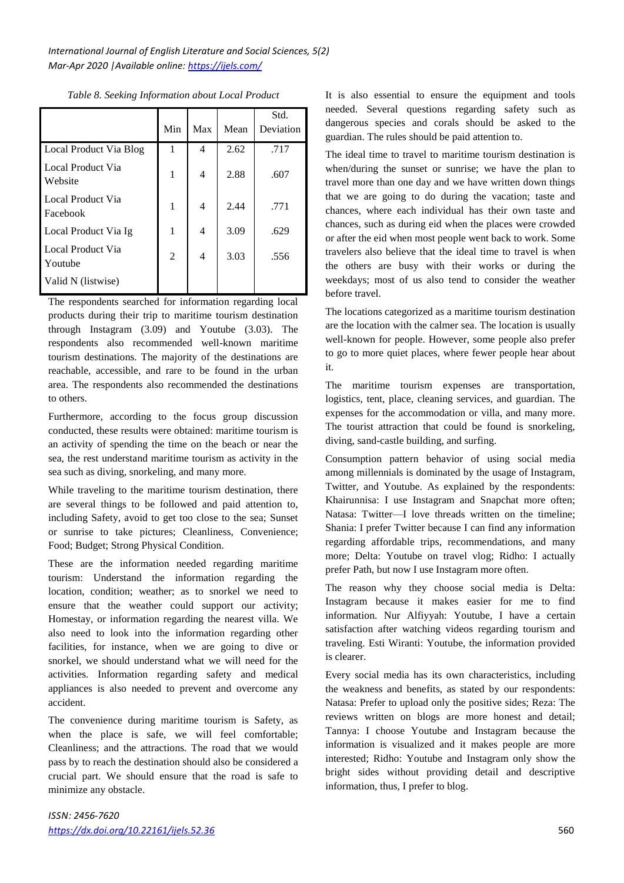*Table 8. Seeking Information about Local Product*

| | Min | Max | Mean | Std. Deviation |
|---|---|---|---|---|
| Local Product Via Blog | 1 | 4 | 2.62 | .717 |
| Local Product Via Website | 1 | 4 | 2.88 | .607 |
| Local Product Via Facebook | 1 | 4 | 2.44 | .771 |
| Local Product Via Ig | 1 | 4 | 3.09 | .629 |
| Local Product Via Youtube | 2 | 4 | 3.03 | .556 |
| Valid N (listwise) | | | | |

The respondents searched for information regarding local products during their trip to maritime tourism destination through Instagram (3.09) and Youtube (3.03). The respondents also recommended well-known maritime tourism destinations. The majority of the destinations are reachable, accessible, and rare to be found in the urban area. The respondents also recommended the destinations to others.

Furthermore, according to the focus group discussion conducted, these results were obtained: maritime tourism is an activity of spending the time on the beach or near the sea, the rest understand maritime tourism as activity in the sea such as diving, snorkeling, and many more.

While traveling to the maritime tourism destination, there are several things to be followed and paid attention to, including Safety, avoid to get too close to the sea; Sunset or sunrise to take pictures; Cleanliness, Convenience; Food; Budget; Strong Physical Condition.

These are the information needed regarding maritime tourism: Understand the information regarding the location, condition; weather; as to snorkel we need to ensure that the weather could support our activity; Homestay, or information regarding the nearest villa. We also need to look into the information regarding other facilities, for instance, when we are going to dive or snorkel, we should understand what we will need for the activities. Information regarding safety and medical appliances is also needed to prevent and overcome any accident.

The convenience during maritime tourism is Safety, as when the place is safe, we will feel comfortable; Cleanliness; and the attractions. The road that we would pass by to reach the destination should also be considered a crucial part. We should ensure that the road is safe to minimize any obstacle.

It is also essential to ensure the equipment and tools needed. Several questions regarding safety such as dangerous species and corals should be asked to the guardian. The rules should be paid attention to.

The ideal time to travel to maritime tourism destination is when/during the sunset or sunrise; we have the plan to travel more than one day and we have written down things that we are going to do during the vacation; taste and chances, where each individual has their own taste and chances, such as during eid when the places were crowded or after the eid when most people went back to work. Some travelers also believe that the ideal time to travel is when the others are busy with their works or during the weekdays; most of us also tend to consider the weather before travel.

The locations categorized as a maritime tourism destination are the location with the calmer sea. The location is usually well-known for people. However, some people also prefer to go to more quiet places, where fewer people hear about it.

The maritime tourism expenses are transportation, logistics, tent, place, cleaning services, and guardian. The expenses for the accommodation or villa, and many more. The tourist attraction that could be found is snorkeling, diving, sand-castle building, and surfing.

Consumption pattern behavior of using social media among millennials is dominated by the usage of Instagram, Twitter, and Youtube. As explained by the respondents: Khairunnisa: I use Instagram and Snapchat more often; Natasa: Twitter—I love threads written on the timeline; Shania: I prefer Twitter because I can find any information regarding affordable trips, recommendations, and many more; Delta: Youtube on travel vlog; Ridho: I actually prefer Path, but now I use Instagram more often.

The reason why they choose social media is Delta: Instagram because it makes easier for me to find information. Nur Alfiyyah: Youtube, I have a certain satisfaction after watching videos regarding tourism and traveling. Esti Wiranti: Youtube, the information provided is clearer.

Every social media has its own characteristics, including the weakness and benefits, as stated by our respondents: Natasa: Prefer to upload only the positive sides; Reza: The reviews written on blogs are more honest and detail; Tannya: I choose Youtube and Instagram because the information is visualized and it makes people are more interested; Ridho: Youtube and Instagram only show the bright sides without providing detail and descriptive information, thus, I prefer to blog.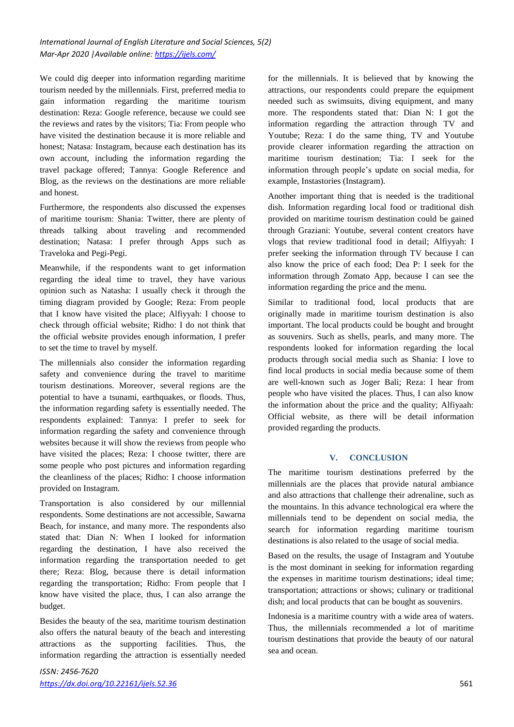We could dig deeper into information regarding maritime tourism needed by the millennials. First, preferred media to gain information regarding the maritime tourism destination: Reza: Google reference, because we could see the reviews and rates by the visitors; Tia: From people who have visited the destination because it is more reliable and honest; Natasa: Instagram, because each destination has its own account, including the information regarding the travel package offered; Tannya: Google Reference and Blog, as the reviews on the destinations are more reliable and honest.

Furthermore, the respondents also discussed the expenses of maritime tourism: Shania: Twitter, there are plenty of threads talking about traveling and recommended destination; Natasa: I prefer through Apps such as Traveloka and Pegi-Pegi.

Meanwhile, if the respondents want to get information regarding the ideal time to travel, they have various opinion such as Natasha: I usually check it through the timing diagram provided by Google; Reza: From people that I know have visited the place; Alfiyyah: I choose to check through official website; Ridho: I do not think that the official website provides enough information, I prefer to set the time to travel by myself.

The millennials also consider the information regarding safety and convenience during the travel to maritime tourism destinations. Moreover, several regions are the potential to have a tsunami, earthquakes, or floods. Thus, the information regarding safety is essentially needed. The respondents explained: Tannya: I prefer to seek for information regarding the safety and convenience through websites because it will show the reviews from people who have visited the places; Reza: I choose twitter, there are some people who post pictures and information regarding the cleanliness of the places; Ridho: I choose information provided on Instagram.

Transportation is also considered by our millennial respondents. Some destinations are not accessible, Sawarna Beach, for instance, and many more. The respondents also stated that: Dian N: When I looked for information regarding the destination, I have also received the information regarding the transportation needed to get there; Reza: Blog, because there is detail information regarding the transportation; Ridho: From people that I know have visited the place, thus, I can also arrange the budget.

Besides the beauty of the sea, maritime tourism destination also offers the natural beauty of the beach and interesting attractions as the supporting facilities. Thus, the information regarding the attraction is essentially needed for the millennials. It is believed that by knowing the attractions, our respondents could prepare the equipment needed such as swimsuits, diving equipment, and many more. The respondents stated that: Dian N: I got the information regarding the attraction through TV and Youtube; Reza: I do the same thing, TV and Youtube provide clearer information regarding the attraction on maritime tourism destination; Tia: I seek for the information through people's update on social media, for example, Instastories (Instagram).

Another important thing that is needed is the traditional dish. Information regarding local food or traditional dish provided on maritime tourism destination could be gained through Graziani: Youtube, several content creators have vlogs that review traditional food in detail; Alfiyyah: I prefer seeking the information through TV because I can also know the price of each food; Dea P: I seek for the information through Zomato App, because I can see the information regarding the price and the menu.

Similar to traditional food, local products that are originally made in maritime tourism destination is also important. The local products could be bought and brought as souvenirs. Such as shells, pearls, and many more. The respondents looked for information regarding the local products through social media such as Shania: I love to find local products in social media because some of them are well-known such as Joger Bali; Reza: I hear from people who have visited the places. Thus, I can also know the information about the price and the quality; Alfiyaah: Official website, as there will be detail information provided regarding the products.

## V. CONCLUSION

The maritime tourism destinations preferred by the millennials are the places that provide natural ambiance and also attractions that challenge their adrenaline, such as the mountains. In this advance technological era where the millennials tend to be dependent on social media, the search for information regarding maritime tourism destinations is also related to the usage of social media.

Based on the results, the usage of Instagram and Youtube is the most dominant in seeking for information regarding the expenses in maritime tourism destinations; ideal time; transportation; attractions or shows; culinary or traditional dish; and local products that can be bought as souvenirs.

Indonesia is a maritime country with a wide area of waters. Thus, the millennials recommended a lot of maritime tourism destinations that provide the beauty of our natural sea and ocean.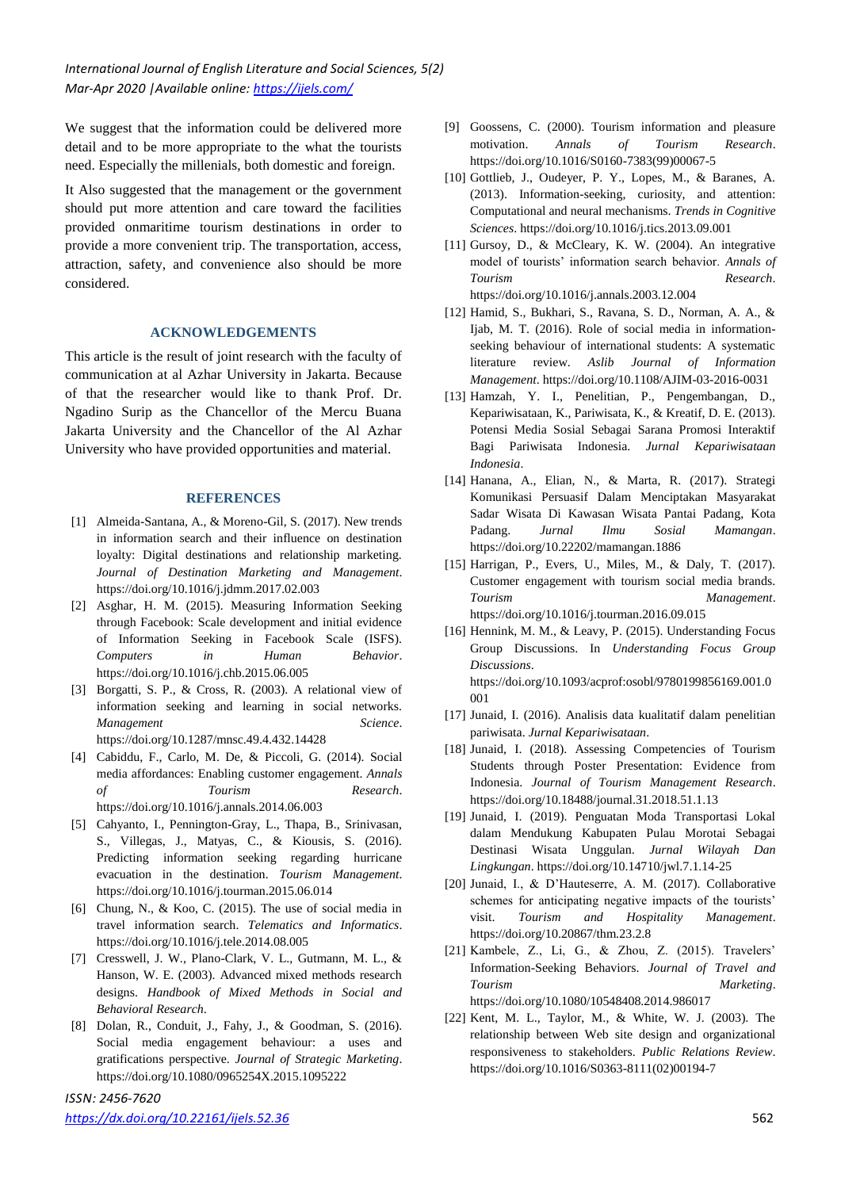We suggest that the information could be delivered more detail and to be more appropriate to the what the tourists need. Especially the millenials, both domestic and foreign.

It Also suggested that the management or the government should put more attention and care toward the facilities provided onmaritime tourism destinations in order to provide a more convenient trip. The transportation, access, attraction, safety, and convenience also should be more considered.

## ACKNOWLEDGEMENTS

This article is the result of joint research with the faculty of communication at al Azhar University in Jakarta. Because of that the researcher would like to thank Prof. Dr. Ngadino Surip as the Chancellor of the Mercu Buana Jakarta University and the Chancellor of the Al Azhar University who have provided opportunities and material.

## REFERENCES

[1] Almeida-Santana, A., & Moreno-Gil, S. (2017). New trends in information search and their influence on destination loyalty: Digital destinations and relationship marketing. *Journal of Destination Marketing and Management*. https://doi.org/10.1016/j.jdmm.2017.02.003

[2] Asghar, H. M. (2015). Measuring Information Seeking through Facebook: Scale development and initial evidence of Information Seeking in Facebook Scale (ISFS). *Computers in Human Behavior*. https://doi.org/10.1016/j.chb.2015.06.005

[3] Borgatti, S. P., & Cross, R. (2003). A relational view of information seeking and learning in social networks. *Management Science*. https://doi.org/10.1287/mnsc.49.4.432.14428

[4] Cabiddu, F., Carlo, M. De, & Piccoli, G. (2014). Social media affordances: Enabling customer engagement. *Annals of Tourism Research*. https://doi.org/10.1016/j.annals.2014.06.003

[5] Cahyanto, I., Pennington-Gray, L., Thapa, B., Srinivasan, S., Villegas, J., Matyas, C., & Kiousis, S. (2016). Predicting information seeking regarding hurricane evacuation in the destination. *Tourism Management*. https://doi.org/10.1016/j.tourman.2015.06.014

[6] Chung, N., & Koo, C. (2015). The use of social media in travel information search. *Telematics and Informatics*. https://doi.org/10.1016/j.tele.2014.08.005

[7] Cresswell, J. W., Plano-Clark, V. L., Gutmann, M. L., & Hanson, W. E. (2003). Advanced mixed methods research designs. *Handbook of Mixed Methods in Social and Behavioral Research*.

[8] Dolan, R., Conduit, J., Fahy, J., & Goodman, S. (2016). Social media engagement behaviour: a uses and gratifications perspective. *Journal of Strategic Marketing*. https://doi.org/10.1080/0965254X.2015.1095222

[9] Goossens, C. (2000). Tourism information and pleasure motivation. *Annals of Tourism Research*. https://doi.org/10.1016/S0160-7383(99)00067-5

[10] Gottlieb, J., Oudeyer, P. Y., Lopes, M., & Baranes, A. (2013). Information-seeking, curiosity, and attention: Computational and neural mechanisms. *Trends in Cognitive Sciences*. https://doi.org/10.1016/j.tics.2013.09.001

[11] Gursoy, D., & McCleary, K. W. (2004). An integrative model of tourists' information search behavior. *Annals of Tourism Research*. https://doi.org/10.1016/j.annals.2003.12.004

[12] Hamid, S., Bukhari, S., Ravana, S. D., Norman, A. A., & Ijab, M. T. (2016). Role of social media in information-seeking behaviour of international students: A systematic literature review. *Aslib Journal of Information Management*. https://doi.org/10.1108/AJIM-03-2016-0031

[13] Hamzah, Y. I., Penelitian, P., Pengembangan, D., Kepariwisataan, K., Pariwisata, K., & Kreatif, D. E. (2013). Potensi Media Sosial Sebagai Sarana Promosi Interaktif Bagi Pariwisata Indonesia. *Jurnal Kepariwisataan Indonesia*.

[14] Hanana, A., Elian, N., & Marta, R. (2017). Strategi Komunikasi Persuasif Dalam Menciptakan Masyarakat Sadar Wisata Di Kawasan Wisata Pantai Padang, Kota Padang. *Jurnal Ilmu Sosial Mamangan*. https://doi.org/10.22202/mamangan.1886

[15] Harrigan, P., Evers, U., Miles, M., & Daly, T. (2017). Customer engagement with tourism social media brands. *Tourism Management*. https://doi.org/10.1016/j.tourman.2016.09.015

[16] Hennink, M. M., & Leavy, P. (2015). Understanding Focus Group Discussions. In *Understanding Focus Group Discussions*. https://doi.org/10.1093/acprof:osobl/9780199856169.001.0001

[17] Junaid, I. (2016). Analisis data kualitatif dalam penelitian pariwisata. *Jurnal Kepariwisataan*.

[18] Junaid, I. (2018). Assessing Competencies of Tourism Students through Poster Presentation: Evidence from Indonesia. *Journal of Tourism Management Research*. https://doi.org/10.18488/journal.31.2018.51.1.13

[19] Junaid, I. (2019). Penguatan Moda Transportasi Lokal dalam Mendukung Kabupaten Pulau Morotai Sebagai Destinasi Wisata Unggulan. *Jurnal Wilayah Dan Lingkungan*. https://doi.org/10.14710/jwl.7.1.14-25

[20] Junaid, I., & D'Hauteserre, A. M. (2017). Collaborative schemes for anticipating negative impacts of the tourists' visit. *Tourism and Hospitality Management*. https://doi.org/10.20867/thm.23.2.8

[21] Kambele, Z., Li, G., & Zhou, Z. (2015). Travelers' Information-Seeking Behaviors. *Journal of Travel and Tourism Marketing*. https://doi.org/10.1080/10548408.2014.986017

[22] Kent, M. L., Taylor, M., & White, W. J. (2003). The relationship between Web site design and organizational responsiveness to stakeholders. *Public Relations Review*. https://doi.org/10.1016/S0363-8111(02)00194-7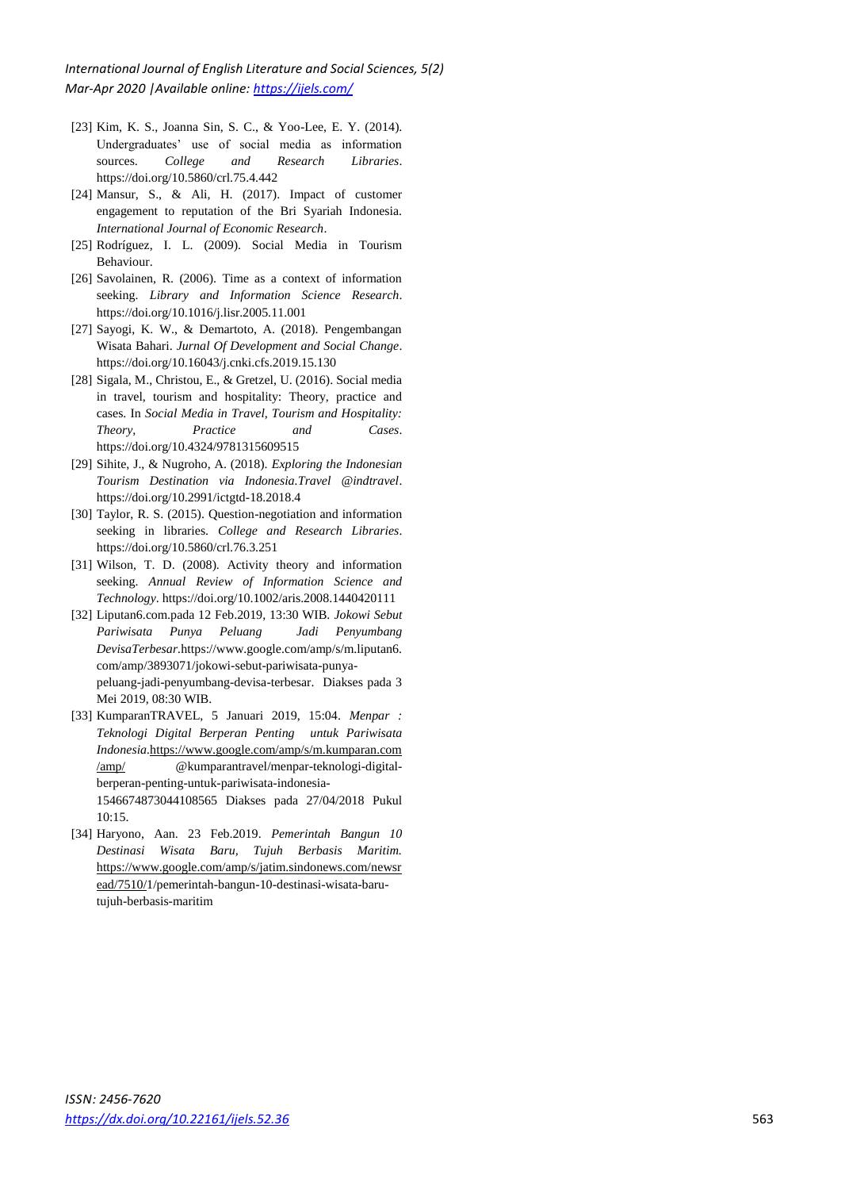[23] Kim, K. S., Joanna Sin, S. C., & Yoo-Lee, E. Y. (2014). Undergraduates' use of social media as information sources. *College and Research Libraries*. https://doi.org/10.5860/crl.75.4.442

[24] Mansur, S., & Ali, H. (2017). Impact of customer engagement to reputation of the Bri Syariah Indonesia. *International Journal of Economic Research*.

[25] Rodríguez, I. L. (2009). Social Media in Tourism Behaviour.

[26] Savolainen, R. (2006). Time as a context of information seeking. *Library and Information Science Research*. https://doi.org/10.1016/j.lisr.2005.11.001

[27] Sayogi, K. W., & Demartoto, A. (2018). Pengembangan Wisata Bahari. *Jurnal Of Development and Social Change*. https://doi.org/10.16043/j.cnki.cfs.2019.15.130

[28] Sigala, M., Christou, E., & Gretzel, U. (2016). Social media in travel, tourism and hospitality: Theory, practice and cases. In *Social Media in Travel, Tourism and Hospitality: Theory, Practice and Cases*. https://doi.org/10.4324/9781315609515

[29] Sihite, J., & Nugroho, A. (2018). *Exploring the Indonesian Tourism Destination via Indonesia.Travel @indtravel*. https://doi.org/10.2991/ictgtd-18.2018.4

[30] Taylor, R. S. (2015). Question-negotiation and information seeking in libraries. *College and Research Libraries*. https://doi.org/10.5860/crl.76.3.251

[31] Wilson, T. D. (2008). Activity theory and information seeking. *Annual Review of Information Science and Technology*. https://doi.org/10.1002/aris.2008.1440420111

[32] Liputan6.com.pada 12 Feb.2019, 13:30 WIB. *Jokowi Sebut Pariwisata Punya Peluang Jadi Penyumbang DevisaTerbesar*.https://www.google.com/amp/s/m.liputan6.com/amp/3893071/jokowi-sebut-pariwisata-punya-peluang-jadi-penyumbang-devisa-terbesar. Diakses pada 3 Mei 2019, 08:30 WIB.

[33] KumparanTRAVEL, 5 Januari 2019, 15:04. *Menpar : Teknologi Digital Berperan Penting untuk Pariwisata Indonesia*.https://www.google.com/amp/s/m.kumparan.com/amp/ @kumparantravel/menpar-teknologi-digital-berperan-penting-untuk-pariwisata-indonesia-1546674873044108565 Diakses pada 27/04/2018 Pukul 10:15.

[34] Haryono, Aan. 23 Feb.2019. *Pemerintah Bangun 10 Destinasi Wisata Baru, Tujuh Berbasis Maritim.* https://www.google.com/amp/s/jatim.sindonews.com/newsread/7510/1/pemerintah-bangun-10-destinasi-wisata-baru-tujuh-berbasis-maritim